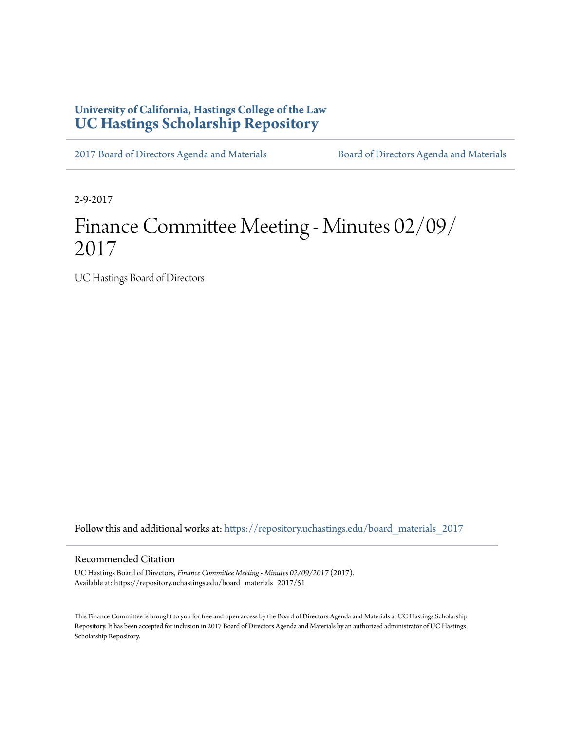**University of California, Hastings College of the Law**
**UC Hastings Scholarship Repository**

[2017 Board of Directors Agenda and Materials](https://repository.uchastings.edu/board_materials_2017) | [Board of Directors Agenda and Materials](https://repository.uchastings.edu/board_materials)

2-9-2017

# Finance Committee Meeting - Minutes 02/09/2017

UC Hastings Board of Directors

Follow this and additional works at: https://repository.uchastings.edu/board_materials_2017

## Recommended Citation

UC Hastings Board of Directors, *Finance Committee Meeting - Minutes 02/09/2017* (2017).
Available at: https://repository.uchastings.edu/board_materials_2017/51

This Finance Committee is brought to you for free and open access by the Board of Directors Agenda and Materials at UC Hastings Scholarship Repository. It has been accepted for inclusion in 2017 Board of Directors Agenda and Materials by an authorized administrator of UC Hastings Scholarship Repository.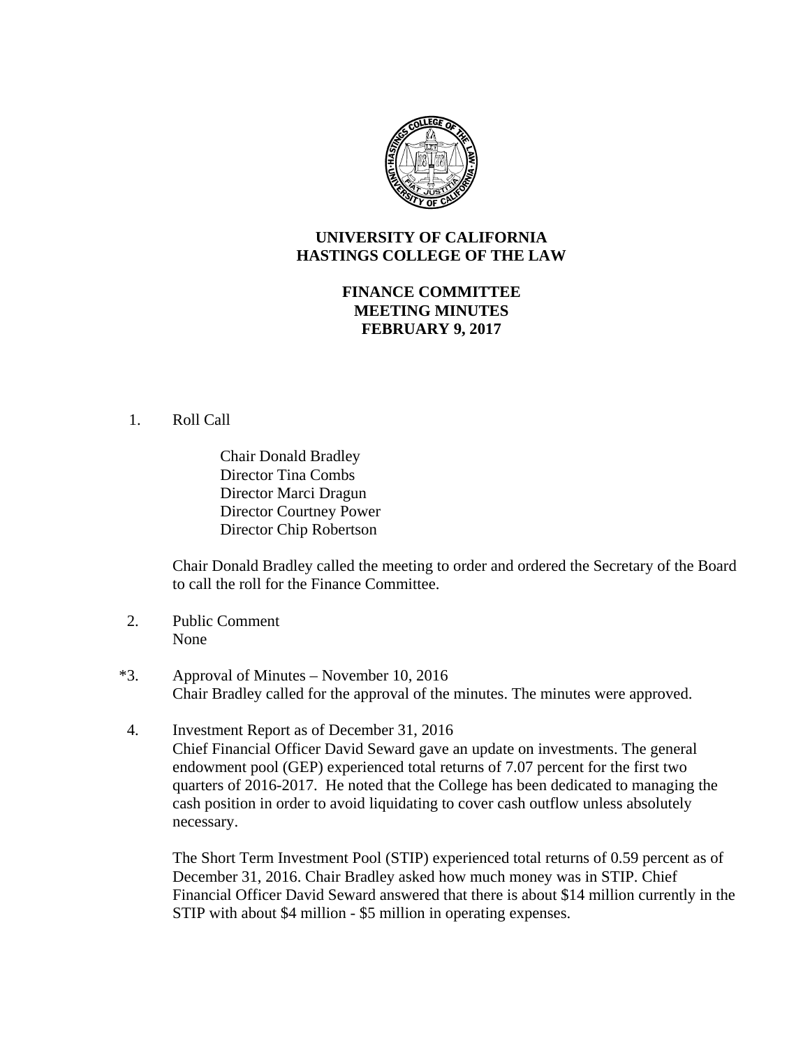**UNIVERSITY OF CALIFORNIA**
**HASTINGS COLLEGE OF THE LAW**

**FINANCE COMMITTEE**
**MEETING MINUTES**
**FEBRUARY 9, 2017**

1. Roll Call

   Chair Donald Bradley
   Director Tina Combs
   Director Marci Dragun
   Director Courtney Power
   Director Chip Robertson

   Chair Donald Bradley called the meeting to order and ordered the Secretary of the Board to call the roll for the Finance Committee.

2. Public Comment
   None

*3. Approval of Minutes – November 10, 2016
   Chair Bradley called for the approval of the minutes. The minutes were approved.

4. Investment Report as of December 31, 2016
   Chief Financial Officer David Seward gave an update on investments. The general endowment pool (GEP) experienced total returns of 7.07 percent for the first two quarters of 2016-2017. He noted that the College has been dedicated to managing the cash position in order to avoid liquidating to cover cash outflow unless absolutely necessary.

   The Short Term Investment Pool (STIP) experienced total returns of 0.59 percent as of December 31, 2016. Chair Bradley asked how much money was in STIP. Chief Financial Officer David Seward answered that there is about $14 million currently in the STIP with about $4 million - $5 million in operating expenses.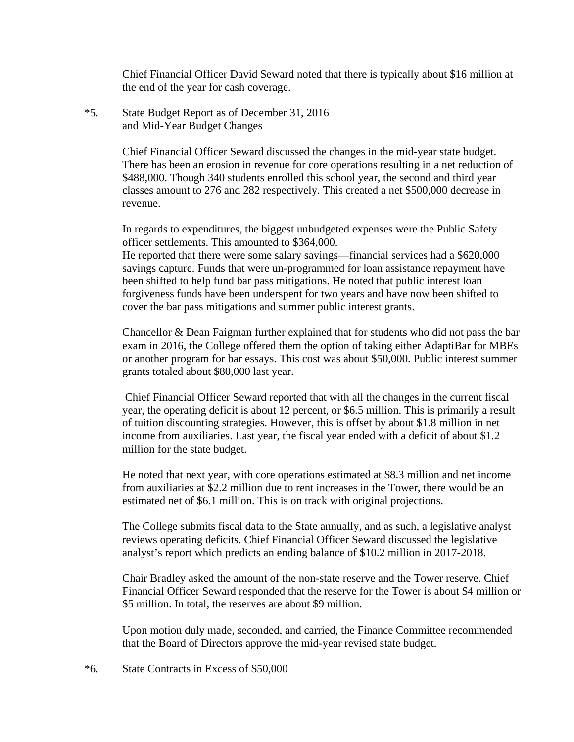Chief Financial Officer David Seward noted that there is typically about $16 million at the end of the year for cash coverage.

*5. State Budget Report as of December 31, 2016 and Mid-Year Budget Changes

Chief Financial Officer Seward discussed the changes in the mid-year state budget. There has been an erosion in revenue for core operations resulting in a net reduction of $488,000. Though 340 students enrolled this school year, the second and third year classes amount to 276 and 282 respectively. This created a net $500,000 decrease in revenue.

In regards to expenditures, the biggest unbudgeted expenses were the Public Safety officer settlements. This amounted to $364,000.
He reported that there were some salary savings—financial services had a $620,000 savings capture. Funds that were un-programmed for loan assistance repayment have been shifted to help fund bar pass mitigations. He noted that public interest loan forgiveness funds have been underspent for two years and have now been shifted to cover the bar pass mitigations and summer public interest grants.

Chancellor & Dean Faigman further explained that for students who did not pass the bar exam in 2016, the College offered them the option of taking either AdaptiBar for MBEs or another program for bar essays. This cost was about $50,000. Public interest summer grants totaled about $80,000 last year.

Chief Financial Officer Seward reported that with all the changes in the current fiscal year, the operating deficit is about 12 percent, or $6.5 million. This is primarily a result of tuition discounting strategies. However, this is offset by about $1.8 million in net income from auxiliaries. Last year, the fiscal year ended with a deficit of about $1.2 million for the state budget.

He noted that next year, with core operations estimated at $8.3 million and net income from auxiliaries at $2.2 million due to rent increases in the Tower, there would be an estimated net of $6.1 million. This is on track with original projections.

The College submits fiscal data to the State annually, and as such, a legislative analyst reviews operating deficits. Chief Financial Officer Seward discussed the legislative analyst's report which predicts an ending balance of $10.2 million in 2017-2018.

Chair Bradley asked the amount of the non-state reserve and the Tower reserve. Chief Financial Officer Seward responded that the reserve for the Tower is about $4 million or $5 million. In total, the reserves are about $9 million.

Upon motion duly made, seconded, and carried, the Finance Committee recommended that the Board of Directors approve the mid-year revised state budget.

*6. State Contracts in Excess of $50,000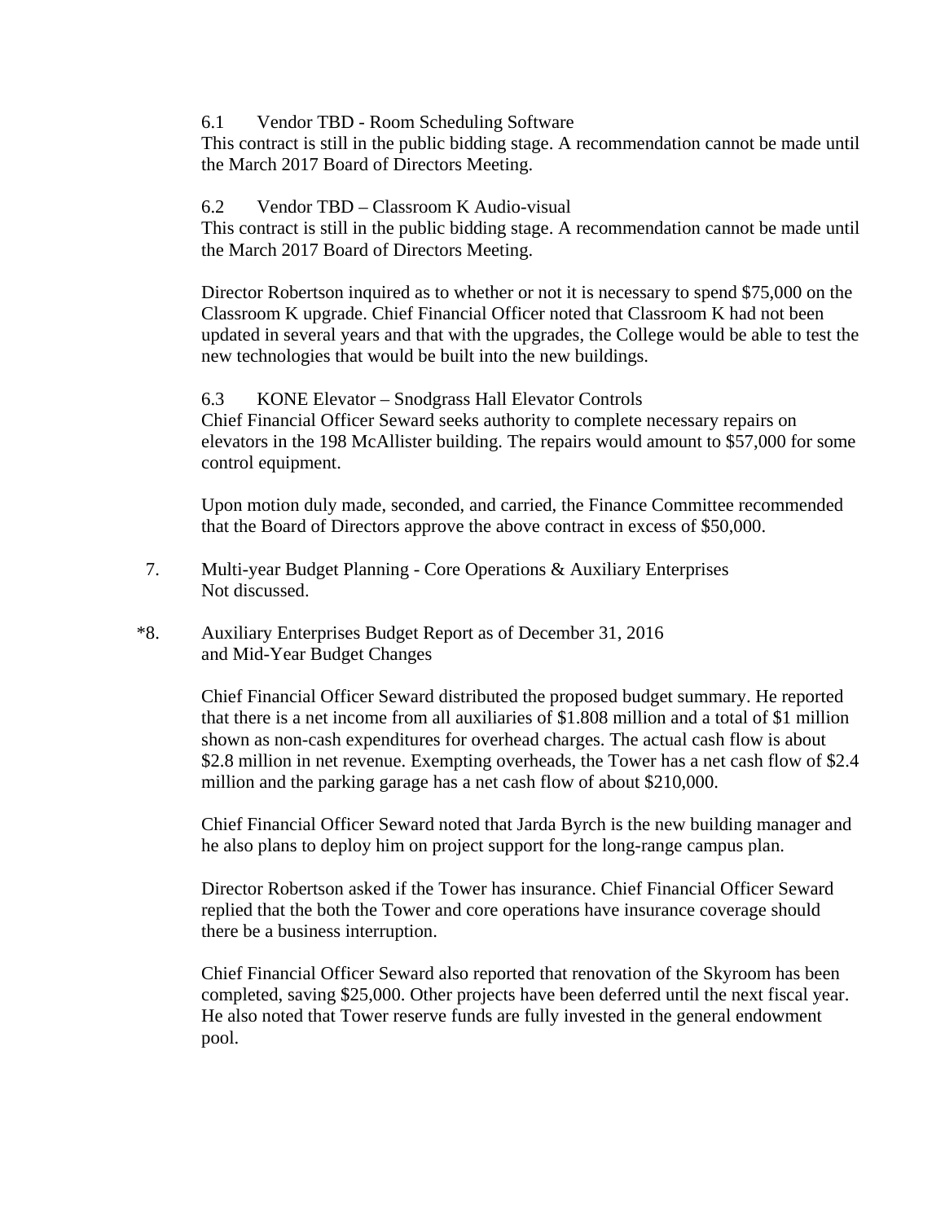6.1 Vendor TBD - Room Scheduling Software

This contract is still in the public bidding stage. A recommendation cannot be made until the March 2017 Board of Directors Meeting.

6.2 Vendor TBD – Classroom K Audio-visual

This contract is still in the public bidding stage. A recommendation cannot be made until the March 2017 Board of Directors Meeting.

Director Robertson inquired as to whether or not it is necessary to spend $75,000 on the Classroom K upgrade. Chief Financial Officer noted that Classroom K had not been updated in several years and that with the upgrades, the College would be able to test the new technologies that would be built into the new buildings.

6.3 KONE Elevator – Snodgrass Hall Elevator Controls

Chief Financial Officer Seward seeks authority to complete necessary repairs on elevators in the 198 McAllister building. The repairs would amount to $57,000 for some control equipment.

Upon motion duly made, seconded, and carried, the Finance Committee recommended that the Board of Directors approve the above contract in excess of $50,000.

7. Multi-year Budget Planning - Core Operations & Auxiliary Enterprises

Not discussed.

*8. Auxiliary Enterprises Budget Report as of December 31, 2016 and Mid-Year Budget Changes

Chief Financial Officer Seward distributed the proposed budget summary. He reported that there is a net income from all auxiliaries of $1.808 million and a total of $1 million shown as non-cash expenditures for overhead charges. The actual cash flow is about $2.8 million in net revenue. Exempting overheads, the Tower has a net cash flow of $2.4 million and the parking garage has a net cash flow of about $210,000.

Chief Financial Officer Seward noted that Jarda Byrch is the new building manager and he also plans to deploy him on project support for the long-range campus plan.

Director Robertson asked if the Tower has insurance. Chief Financial Officer Seward replied that the both the Tower and core operations have insurance coverage should there be a business interruption.

Chief Financial Officer Seward also reported that renovation of the Skyroom has been completed, saving $25,000. Other projects have been deferred until the next fiscal year. He also noted that Tower reserve funds are fully invested in the general endowment pool.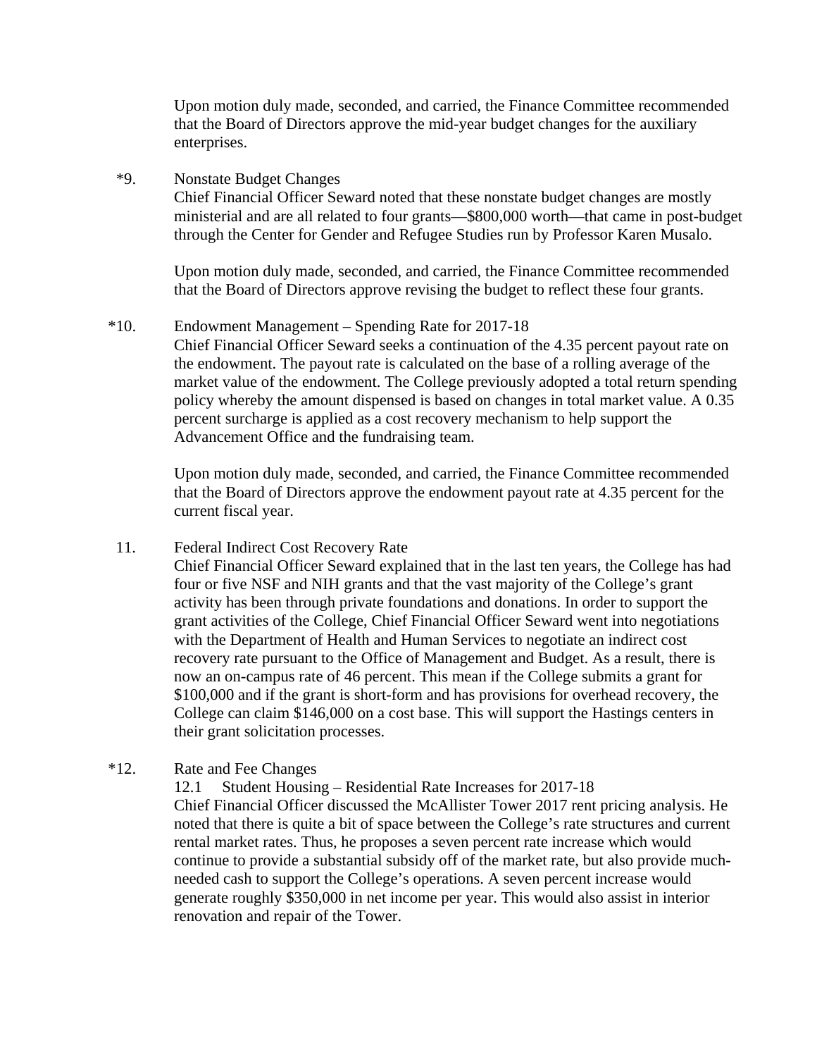Upon motion duly made, seconded, and carried, the Finance Committee recommended that the Board of Directors approve the mid-year budget changes for the auxiliary enterprises.

*9. Nonstate Budget Changes

Chief Financial Officer Seward noted that these nonstate budget changes are mostly ministerial and are all related to four grants—$800,000 worth—that came in post-budget through the Center for Gender and Refugee Studies run by Professor Karen Musalo.

Upon motion duly made, seconded, and carried, the Finance Committee recommended that the Board of Directors approve revising the budget to reflect these four grants.

*10. Endowment Management – Spending Rate for 2017-18

Chief Financial Officer Seward seeks a continuation of the 4.35 percent payout rate on the endowment. The payout rate is calculated on the base of a rolling average of the market value of the endowment. The College previously adopted a total return spending policy whereby the amount dispensed is based on changes in total market value. A 0.35 percent surcharge is applied as a cost recovery mechanism to help support the Advancement Office and the fundraising team.

Upon motion duly made, seconded, and carried, the Finance Committee recommended that the Board of Directors approve the endowment payout rate at 4.35 percent for the current fiscal year.

11. Federal Indirect Cost Recovery Rate

Chief Financial Officer Seward explained that in the last ten years, the College has had four or five NSF and NIH grants and that the vast majority of the College's grant activity has been through private foundations and donations. In order to support the grant activities of the College, Chief Financial Officer Seward went into negotiations with the Department of Health and Human Services to negotiate an indirect cost recovery rate pursuant to the Office of Management and Budget. As a result, there is now an on-campus rate of 46 percent. This mean if the College submits a grant for $100,000 and if the grant is short-form and has provisions for overhead recovery, the College can claim $146,000 on a cost base. This will support the Hastings centers in their grant solicitation processes.

*12. Rate and Fee Changes

12.1 Student Housing – Residential Rate Increases for 2017-18

Chief Financial Officer discussed the McAllister Tower 2017 rent pricing analysis. He noted that there is quite a bit of space between the College's rate structures and current rental market rates. Thus, he proposes a seven percent rate increase which would continue to provide a substantial subsidy off of the market rate, but also provide much-needed cash to support the College's operations. A seven percent increase would generate roughly $350,000 in net income per year. This would also assist in interior renovation and repair of the Tower.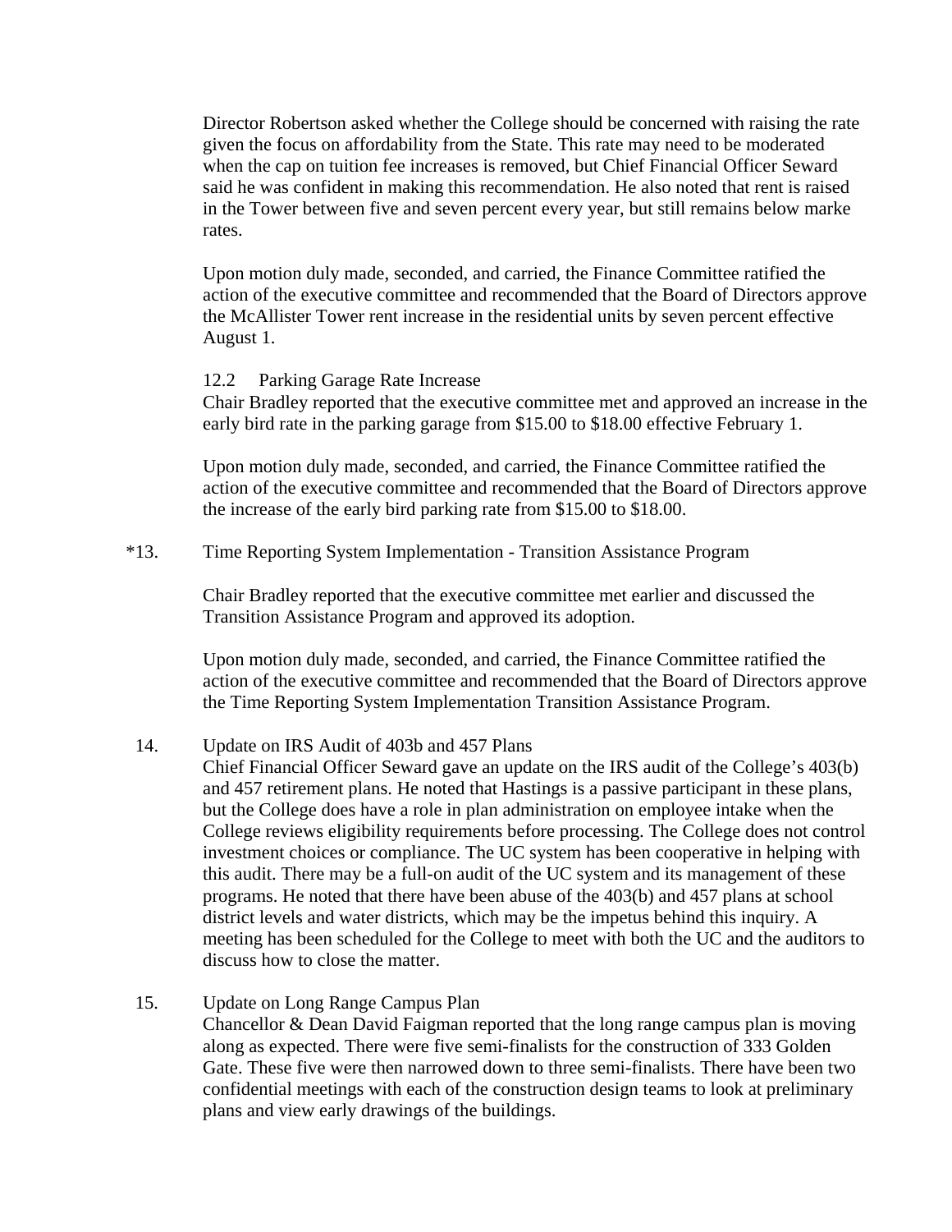Director Robertson asked whether the College should be concerned with raising the rate given the focus on affordability from the State. This rate may need to be moderated when the cap on tuition fee increases is removed, but Chief Financial Officer Seward said he was confident in making this recommendation. He also noted that rent is raised in the Tower between five and seven percent every year, but still remains below marke rates.

Upon motion duly made, seconded, and carried, the Finance Committee ratified the action of the executive committee and recommended that the Board of Directors approve the McAllister Tower rent increase in the residential units by seven percent effective August 1.

12.2 Parking Garage Rate Increase

Chair Bradley reported that the executive committee met and approved an increase in the early bird rate in the parking garage from $15.00 to $18.00 effective February 1.

Upon motion duly made, seconded, and carried, the Finance Committee ratified the action of the executive committee and recommended that the Board of Directors approve the increase of the early bird parking rate from $15.00 to $18.00.

*13. Time Reporting System Implementation - Transition Assistance Program

Chair Bradley reported that the executive committee met earlier and discussed the Transition Assistance Program and approved its adoption.

Upon motion duly made, seconded, and carried, the Finance Committee ratified the action of the executive committee and recommended that the Board of Directors approve the Time Reporting System Implementation Transition Assistance Program.

14. Update on IRS Audit of 403b and 457 Plans

Chief Financial Officer Seward gave an update on the IRS audit of the College's 403(b) and 457 retirement plans. He noted that Hastings is a passive participant in these plans, but the College does have a role in plan administration on employee intake when the College reviews eligibility requirements before processing. The College does not control investment choices or compliance. The UC system has been cooperative in helping with this audit. There may be a full-on audit of the UC system and its management of these programs. He noted that there have been abuse of the 403(b) and 457 plans at school district levels and water districts, which may be the impetus behind this inquiry. A meeting has been scheduled for the College to meet with both the UC and the auditors to discuss how to close the matter.

15. Update on Long Range Campus Plan

Chancellor & Dean David Faigman reported that the long range campus plan is moving along as expected. There were five semi-finalists for the construction of 333 Golden Gate. These five were then narrowed down to three semi-finalists. There have been two confidential meetings with each of the construction design teams to look at preliminary plans and view early drawings of the buildings.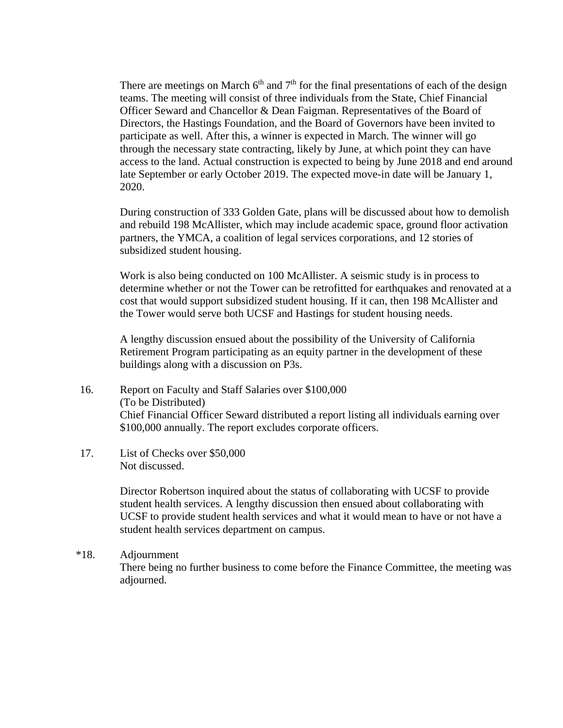There are meetings on March 6th and 7th for the final presentations of each of the design teams. The meeting will consist of three individuals from the State, Chief Financial Officer Seward and Chancellor & Dean Faigman. Representatives of the Board of Directors, the Hastings Foundation, and the Board of Governors have been invited to participate as well. After this, a winner is expected in March. The winner will go through the necessary state contracting, likely by June, at which point they can have access to the land. Actual construction is expected to being by June 2018 and end around late September or early October 2019. The expected move-in date will be January 1, 2020.

During construction of 333 Golden Gate, plans will be discussed about how to demolish and rebuild 198 McAllister, which may include academic space, ground floor activation partners, the YMCA, a coalition of legal services corporations, and 12 stories of subsidized student housing.

Work is also being conducted on 100 McAllister. A seismic study is in process to determine whether or not the Tower can be retrofitted for earthquakes and renovated at a cost that would support subsidized student housing. If it can, then 198 McAllister and the Tower would serve both UCSF and Hastings for student housing needs.

A lengthy discussion ensued about the possibility of the University of California Retirement Program participating as an equity partner in the development of these buildings along with a discussion on P3s.

16. Report on Faculty and Staff Salaries over $100,000
(To be Distributed)
Chief Financial Officer Seward distributed a report listing all individuals earning over $100,000 annually. The report excludes corporate officers.

17. List of Checks over $50,000
Not discussed.

Director Robertson inquired about the status of collaborating with UCSF to provide student health services. A lengthy discussion then ensued about collaborating with UCSF to provide student health services and what it would mean to have or not have a student health services department on campus.

*18. Adjournment
There being no further business to come before the Finance Committee, the meeting was adjourned.